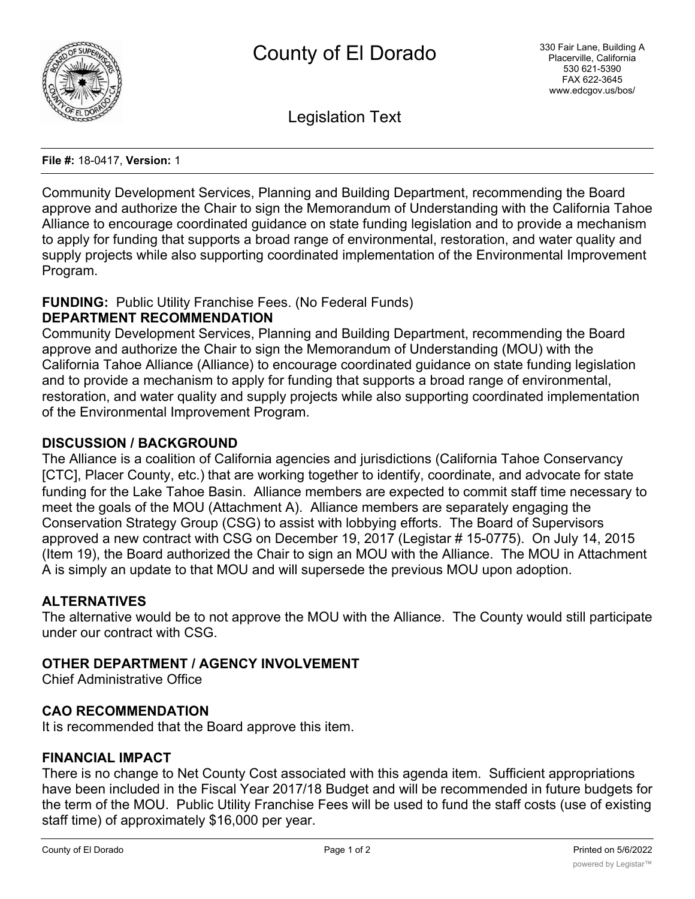# County of El Dorado

330 Fair Lane, Building A
Placerville, California
530 621-5390
FAX 622-3645
www.edcgov.us/bos/

## Legislation Text

**File #:** 18-0417, **Version:** 1

Community Development Services, Planning and Building Department, recommending the Board approve and authorize the Chair to sign the Memorandum of Understanding with the California Tahoe Alliance to encourage coordinated guidance on state funding legislation and to provide a mechanism to apply for funding that supports a broad range of environmental, restoration, and water quality and supply projects while also supporting coordinated implementation of the Environmental Improvement Program.

**FUNDING:** Public Utility Franchise Fees. (No Federal Funds)

**DEPARTMENT RECOMMENDATION**

Community Development Services, Planning and Building Department, recommending the Board approve and authorize the Chair to sign the Memorandum of Understanding (MOU) with the California Tahoe Alliance (Alliance) to encourage coordinated guidance on state funding legislation and to provide a mechanism to apply for funding that supports a broad range of environmental, restoration, and water quality and supply projects while also supporting coordinated implementation of the Environmental Improvement Program.

**DISCUSSION / BACKGROUND**

The Alliance is a coalition of California agencies and jurisdictions (California Tahoe Conservancy [CTC], Placer County, etc.) that are working together to identify, coordinate, and advocate for state funding for the Lake Tahoe Basin. Alliance members are expected to commit staff time necessary to meet the goals of the MOU (Attachment A). Alliance members are separately engaging the Conservation Strategy Group (CSG) to assist with lobbying efforts. The Board of Supervisors approved a new contract with CSG on December 19, 2017 (Legistar # 15-0775). On July 14, 2015 (Item 19), the Board authorized the Chair to sign an MOU with the Alliance. The MOU in Attachment A is simply an update to that MOU and will supersede the previous MOU upon adoption.

**ALTERNATIVES**

The alternative would be to not approve the MOU with the Alliance. The County would still participate under our contract with CSG.

**OTHER DEPARTMENT / AGENCY INVOLVEMENT**

Chief Administrative Office

**CAO RECOMMENDATION**

It is recommended that the Board approve this item.

**FINANCIAL IMPACT**

There is no change to Net County Cost associated with this agenda item. Sufficient appropriations have been included in the Fiscal Year 2017/18 Budget and will be recommended in future budgets for the term of the MOU. Public Utility Franchise Fees will be used to fund the staff costs (use of existing staff time) of approximately $16,000 per year.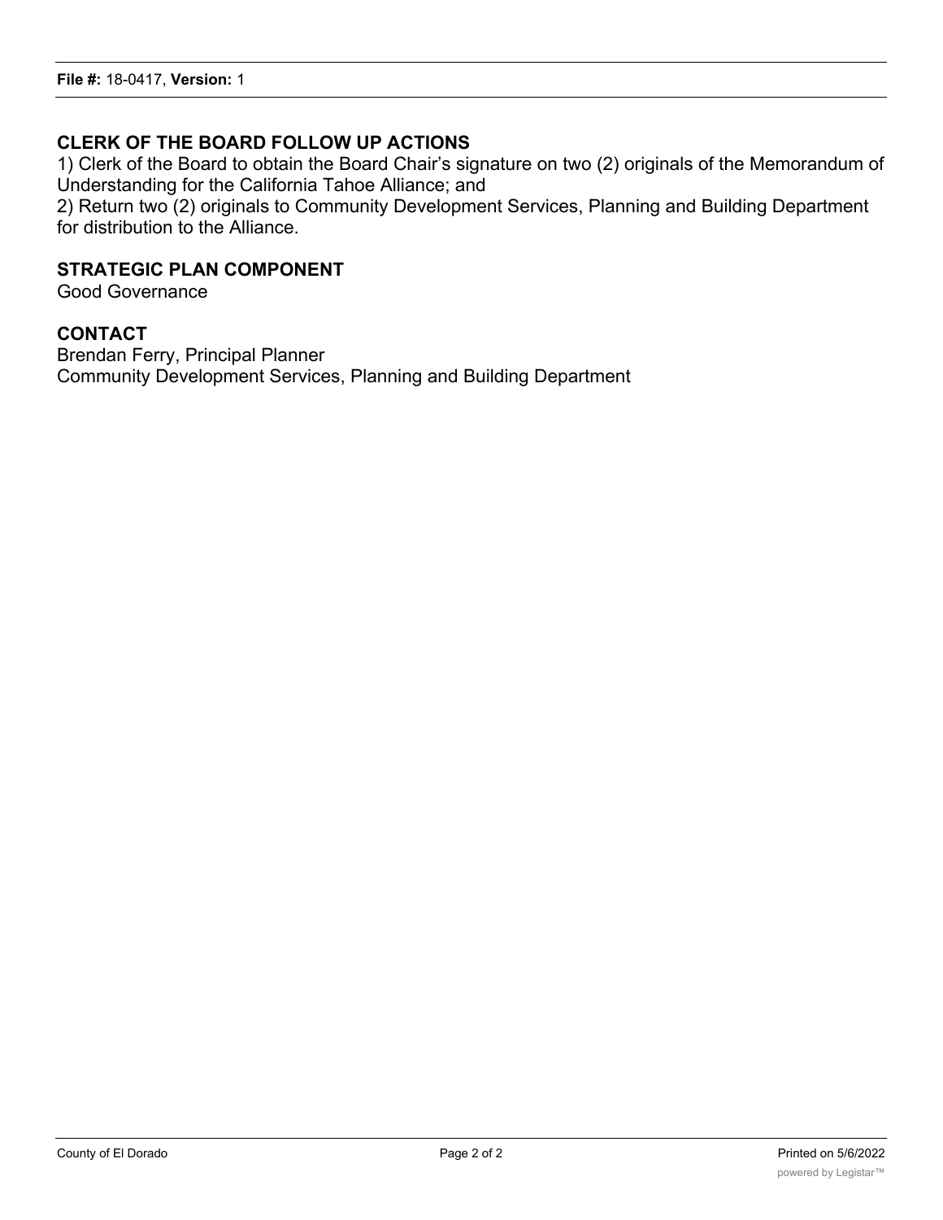## CLERK OF THE BOARD FOLLOW UP ACTIONS

1) Clerk of the Board to obtain the Board Chair's signature on two (2) originals of the Memorandum of Understanding for the California Tahoe Alliance; and
2) Return two (2) originals to Community Development Services, Planning and Building Department for distribution to the Alliance.

## STRATEGIC PLAN COMPONENT

Good Governance

## CONTACT

Brendan Ferry, Principal Planner
Community Development Services, Planning and Building Department